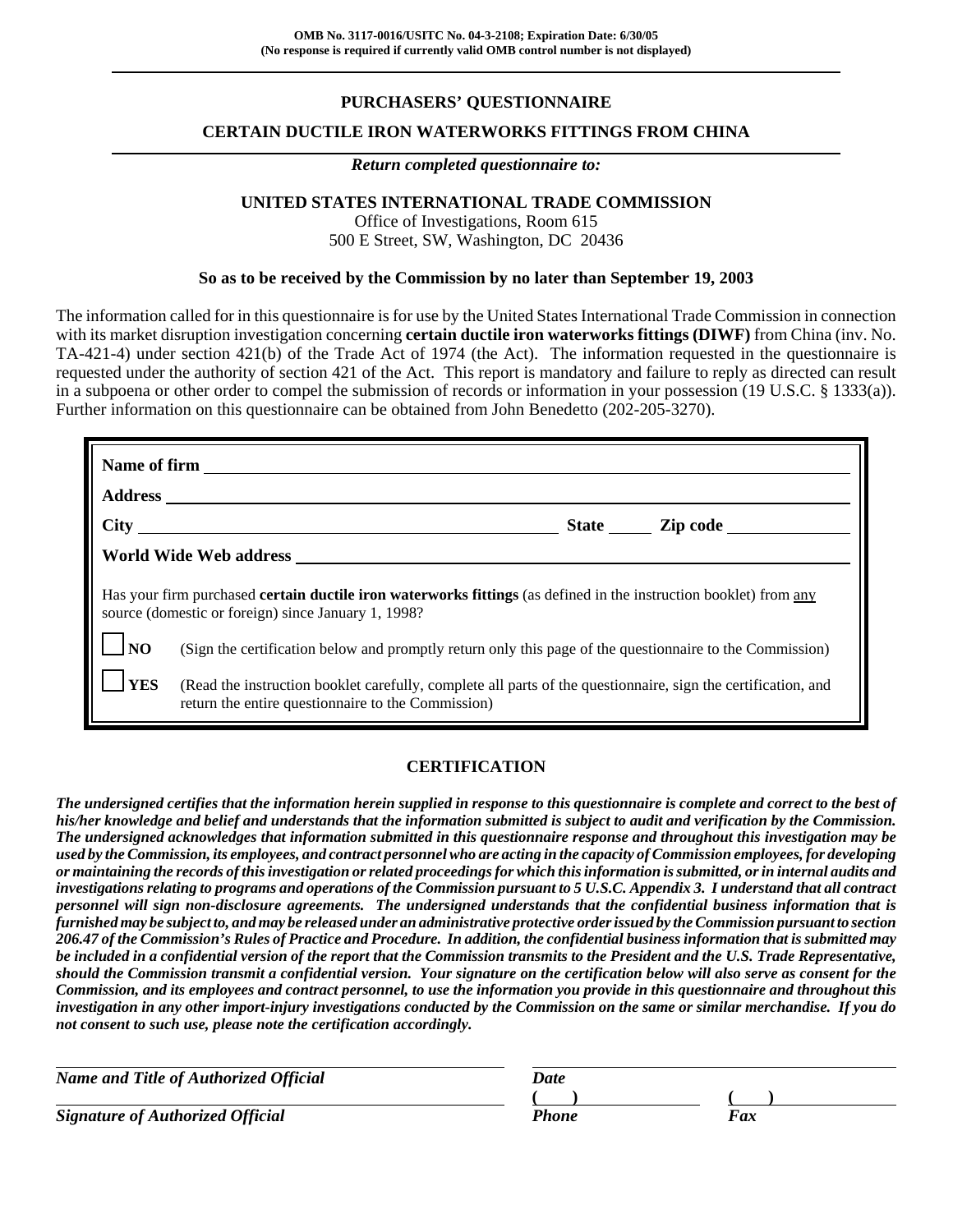OMB No. 3117-0016/USITC No. 04-3-2108; Expiration Date: 6/30/05
(No response is required if currently valid OMB control number is not displayed)

# PURCHASERS' QUESTIONNAIRE

## CERTAIN DUCTILE IRON WATERWORKS FITTINGS FROM CHINA

*Return completed questionnaire to:*

**UNITED STATES INTERNATIONAL TRADE COMMISSION**
Office of Investigations, Room 615
500 E Street, SW, Washington, DC 20436

**So as to be received by the Commission by no later than September 19, 2003**

The information called for in this questionnaire is for use by the United States International Trade Commission in connection with its market disruption investigation concerning **certain ductile iron waterworks fittings (DIWF)** from China (inv. No. TA-421-4) under section 421(b) of the Trade Act of 1974 (the Act). The information requested in the questionnaire is requested under the authority of section 421 of the Act. This report is mandatory and failure to reply as directed can result in a subpoena or other order to compel the submission of records or information in your possession (19 U.S.C. § 1333(a)). Further information on this questionnaire can be obtained from John Benedetto (202-205-3270).

**Name of firm** ____________________

**Address** ____________________

**City** ____________________ **State** ______ **Zip code** ____________

**World Wide Web address** ____________________

Has your firm purchased **certain ductile iron waterworks fittings** (as defined in the instruction booklet) from any source (domestic or foreign) since January 1, 1998?

☐ **NO** (Sign the certification below and promptly return only this page of the questionnaire to the Commission)

☐ **YES** (Read the instruction booklet carefully, complete all parts of the questionnaire, sign the certification, and return the entire questionnaire to the Commission)

## CERTIFICATION

***The undersigned certifies that the information herein supplied in response to this questionnaire is complete and correct to the best of his/her knowledge and belief and understands that the information submitted is subject to audit and verification by the Commission. The undersigned acknowledges that information submitted in this questionnaire response and throughout this investigation may be used by the Commission, its employees, and contract personnel who are acting in the capacity of Commission employees, for developing or maintaining the records of this investigation or related proceedings for which this information is submitted, or in internal audits and investigations relating to programs and operations of the Commission pursuant to 5 U.S.C. Appendix 3. I understand that all contract personnel will sign non-disclosure agreements. The undersigned understands that the confidential business information that is furnished may be subject to, and may be released under an administrative protective order issued by the Commission pursuant to section 206.47 of the Commission's Rules of Practice and Procedure. In addition, the confidential business information that is submitted may be included in a confidential version of the report that the Commission transmits to the President and the U.S. Trade Representative, should the Commission transmit a confidential version. Your signature on the certification below will also serve as consent for the Commission, and its employees and contract personnel, to use the information you provide in this questionnaire and throughout this investigation in any other import-injury investigations conducted by the Commission on the same or similar merchandise. If you do not consent to such use, please note the certification accordingly.***

____________________ ____________________
***Name and Title of Authorized Official*** ***Date***

____________________ (     ) ____________ (     ) ____________
***Signature of Authorized Official*** ***Phone*** ***Fax***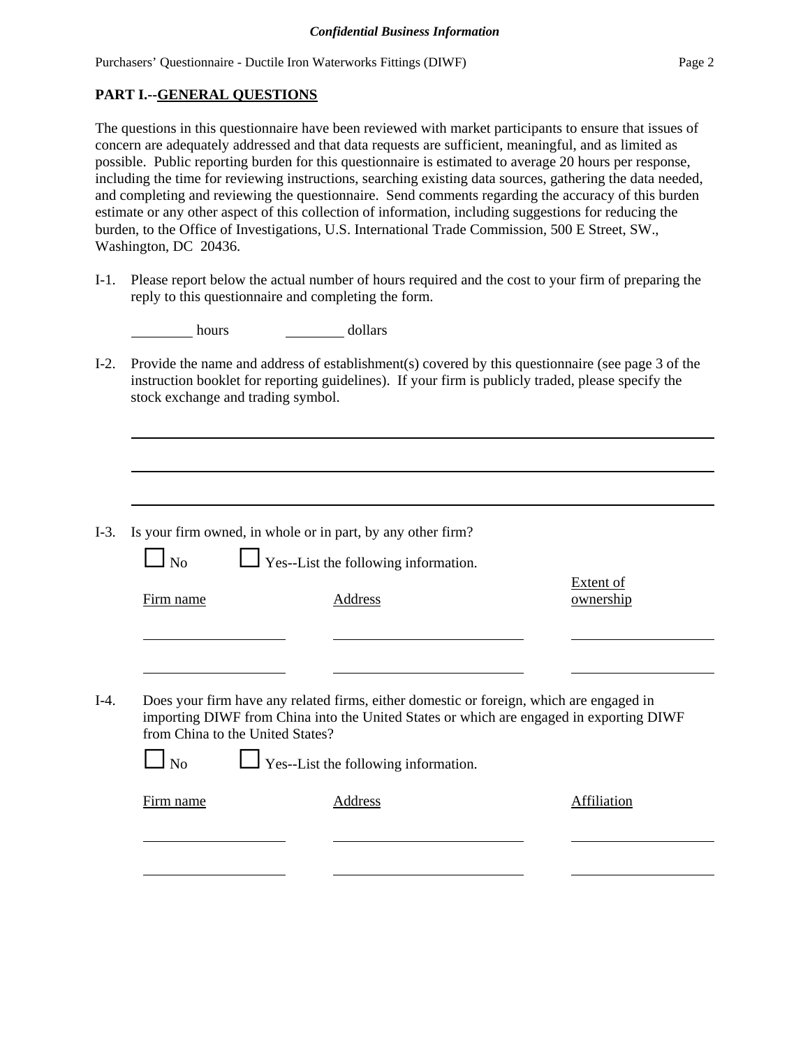## PART I.--GENERAL QUESTIONS

The questions in this questionnaire have been reviewed with market participants to ensure that issues of concern are adequately addressed and that data requests are sufficient, meaningful, and as limited as possible. Public reporting burden for this questionnaire is estimated to average 20 hours per response, including the time for reviewing instructions, searching existing data sources, gathering the data needed, and completing and reviewing the questionnaire. Send comments regarding the accuracy of this burden estimate or any other aspect of this collection of information, including suggestions for reducing the burden, to the Office of Investigations, U.S. International Trade Commission, 500 E Street, SW., Washington, DC 20436.

I-1. Please report below the actual number of hours required and the cost to your firm of preparing the reply to this questionnaire and completing the form.

________ hours ________ dollars

I-2. Provide the name and address of establishment(s) covered by this questionnaire (see page 3 of the instruction booklet for reporting guidelines). If your firm is publicly traded, please specify the stock exchange and trading symbol.

______________________________________________________________________

______________________________________________________________________

______________________________________________________________________

I-3. Is your firm owned, in whole or in part, by any other firm?

☐ No ☐ Yes--List the following information.

| Firm name | Address | Extent of ownership |
| --- | --- | --- |
| | | |
| | | |

I-4. Does your firm have any related firms, either domestic or foreign, which are engaged in importing DIWF from China into the United States or which are engaged in exporting DIWF from China to the United States?

☐ No ☐ Yes--List the following information.

| Firm name | Address | Affiliation |
| --- | --- | --- |
| | | |
| | | |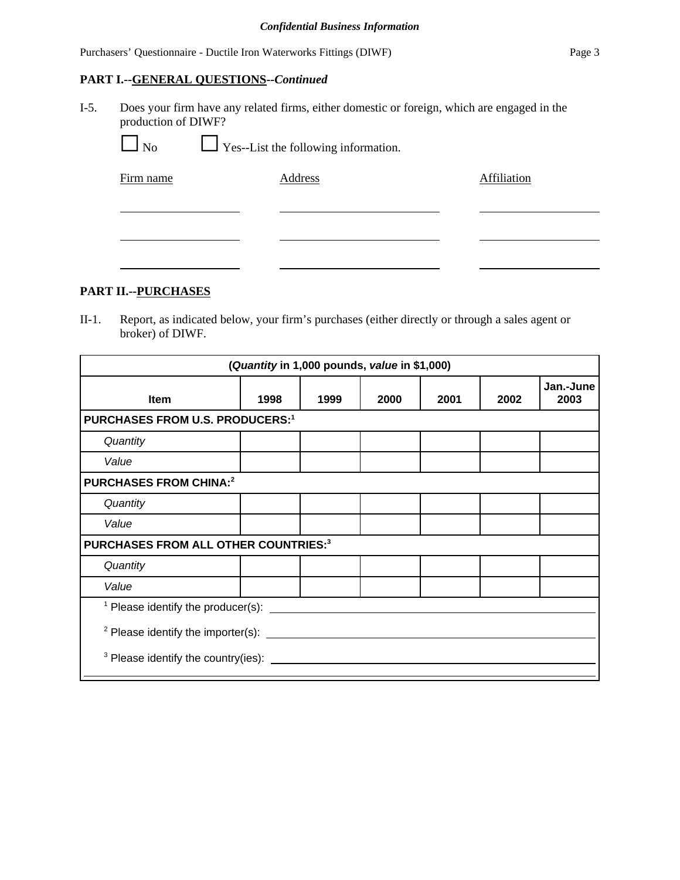*Confidential Business Information*

**PART I.--GENERAL QUESTIONS--*Continued***

I-5. Does your firm have any related firms, either domestic or foreign, which are engaged in the production of DIWF?

☐ No ☐ Yes--List the following information.

| Firm name | Address | Affiliation |
|---|---|---|
| | | |
| | | |
| | | |

**PART II.--PURCHASES**

II-1. Report, as indicated below, your firm's purchases (either directly or through a sales agent or broker) of DIWF.

| (*Quantity* in 1,000 pounds, ***value*** in $1,000) | | | | | | |
|---|---|---|---|---|---|---|
| **Item** | **1998** | **1999** | **2000** | **2001** | **2002** | **Jan.-June 2003** |
| **PURCHASES FROM U.S. PRODUCERS:**[1] | | | | | | |
| *Quantity* | | | | | | |
| *Value* | | | | | | |
| **PURCHASES FROM CHINA:**[2] | | | | | | |
| *Quantity* | | | | | | |
| *Value* | | | | | | |
| **PURCHASES FROM ALL OTHER COUNTRIES:**[3] | | | | | | |
| *Quantity* | | | | | | |
| *Value* | | | | | | |

[1] Please identify the producer(s): \_\_\_\_\_\_\_\_\_\_\_\_\_\_\_\_\_\_\_\_

[2] Please identify the importer(s): \_\_\_\_\_\_\_\_\_\_\_\_\_\_\_\_\_\_\_\_

[3] Please identify the country(ies): \_\_\_\_\_\_\_\_\_\_\_\_\_\_\_\_\_\_\_\_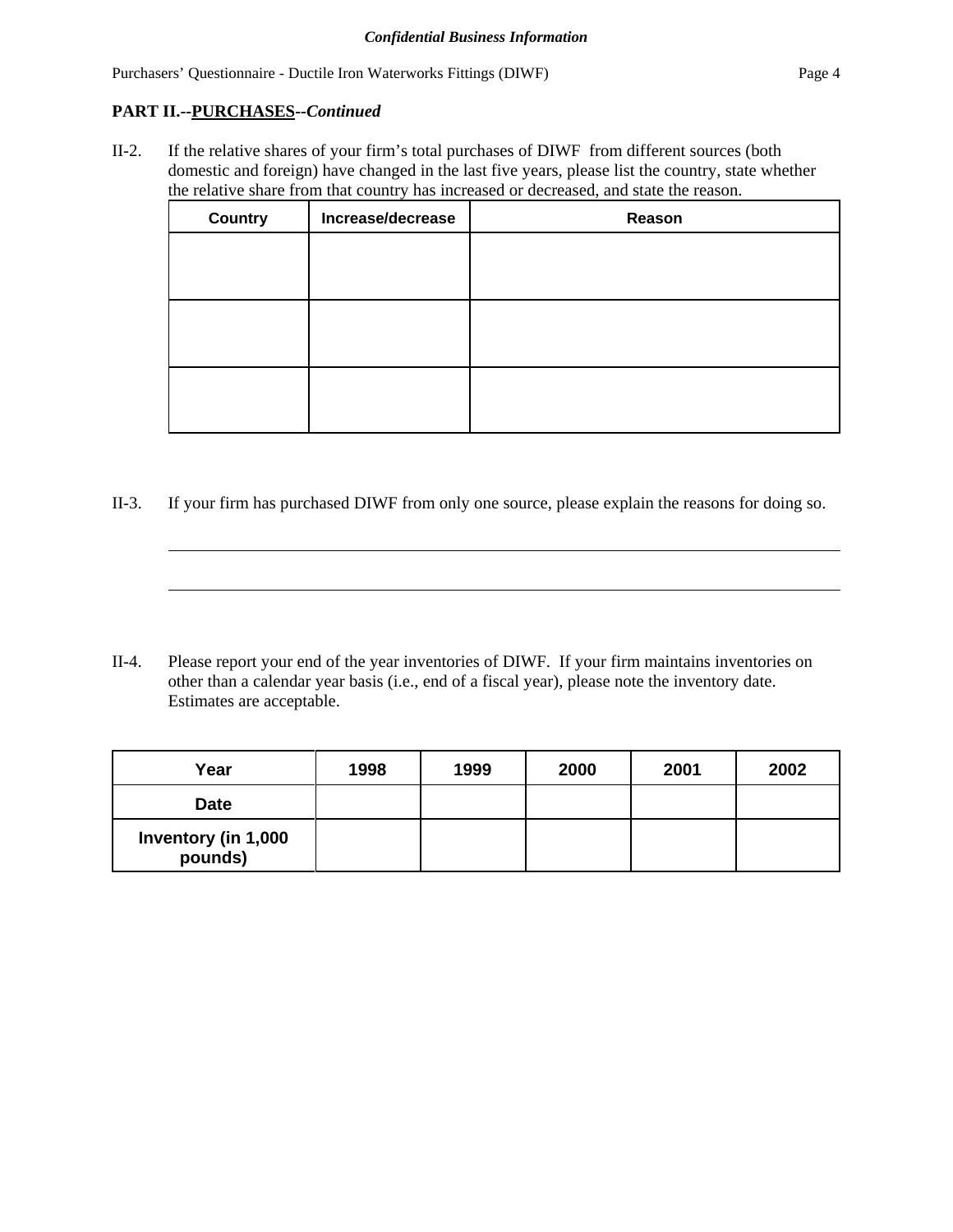**PART II.--<u>PURCHASES</u>--*Continued***

II-2. If the relative shares of your firm's total purchases of DIWF from different sources (both domestic and foreign) have changed in the last five years, please list the country, state whether the relative share from that country has increased or decreased, and state the reason.

| Country | Increase/decrease | Reason |
|---|---|---|
| | | |
| | | |
| | | |

II-3. If your firm has purchased DIWF from only one source, please explain the reasons for doing so.

______________________________________________________________________________

______________________________________________________________________________

II-4. Please report your end of the year inventories of DIWF. If your firm maintains inventories on other than a calendar year basis (i.e., end of a fiscal year), please note the inventory date. Estimates are acceptable.

| Year | 1998 | 1999 | 2000 | 2001 | 2002 |
|---|---|---|---|---|---|
| Date | | | | | |
| Inventory (in 1,000 pounds) | | | | | |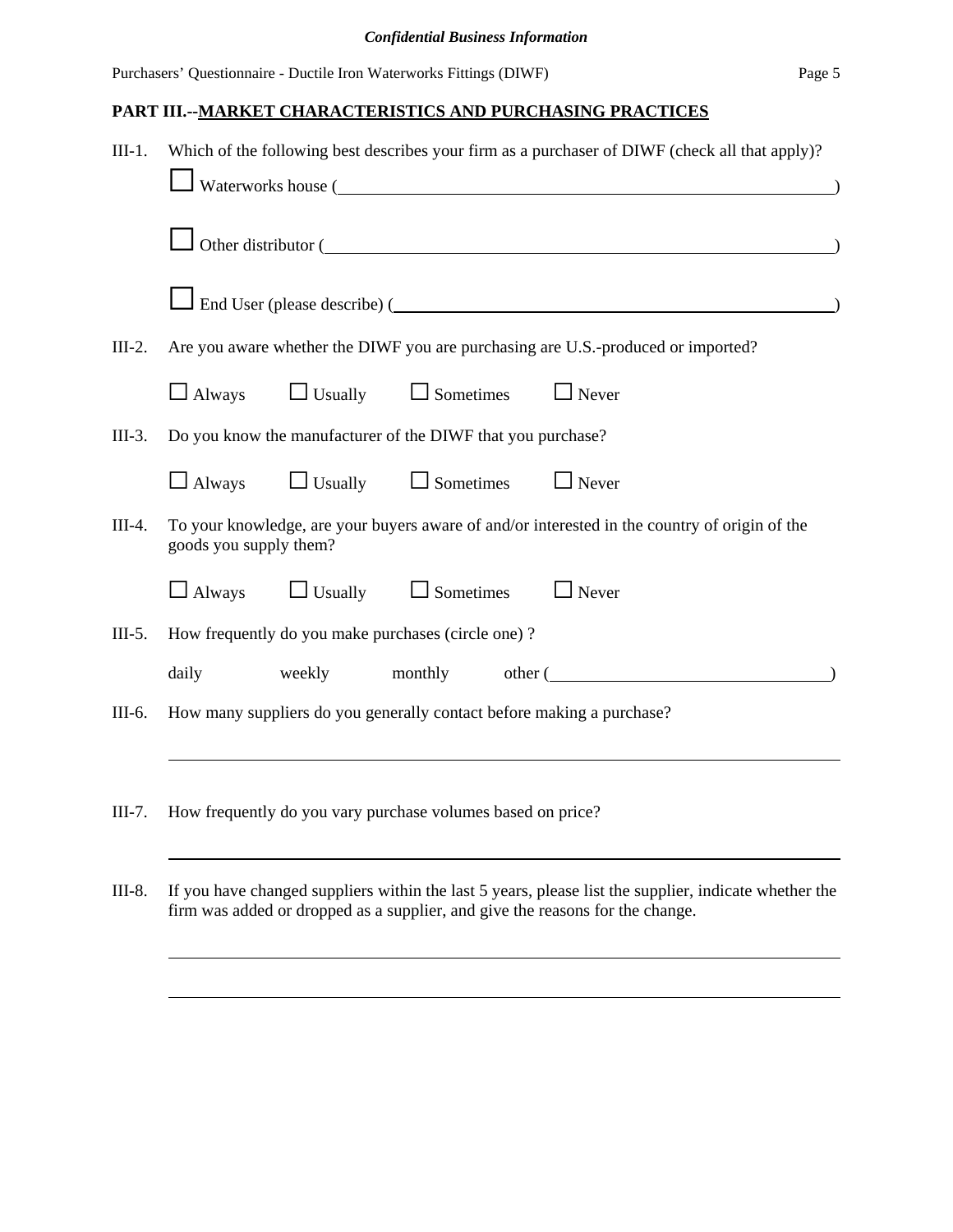## PART III.--MARKET CHARACTERISTICS AND PURCHASING PRACTICES

III-1. Which of the following best describes your firm as a purchaser of DIWF (check all that apply)?

☐ Waterworks house (______________________________)

☐ Other distributor (______________________________)

☐ End User (please describe) (______________________________)

III-2. Are you aware whether the DIWF you are purchasing are U.S.-produced or imported?

☐ Always ☐ Usually ☐ Sometimes ☐ Never

III-3. Do you know the manufacturer of the DIWF that you purchase?

☐ Always ☐ Usually ☐ Sometimes ☐ Never

III-4. To your knowledge, are your buyers aware of and/or interested in the country of origin of the goods you supply them?

☐ Always ☐ Usually ☐ Sometimes ☐ Never

III-5. How frequently do you make purchases (circle one) ?

daily weekly monthly other (______________________________)

III-6. How many suppliers do you generally contact before making a purchase?

______________________________________________________________

III-7. How frequently do you vary purchase volumes based on price?

______________________________________________________________

III-8. If you have changed suppliers within the last 5 years, please list the supplier, indicate whether the firm was added or dropped as a supplier, and give the reasons for the change.

______________________________________________________________

______________________________________________________________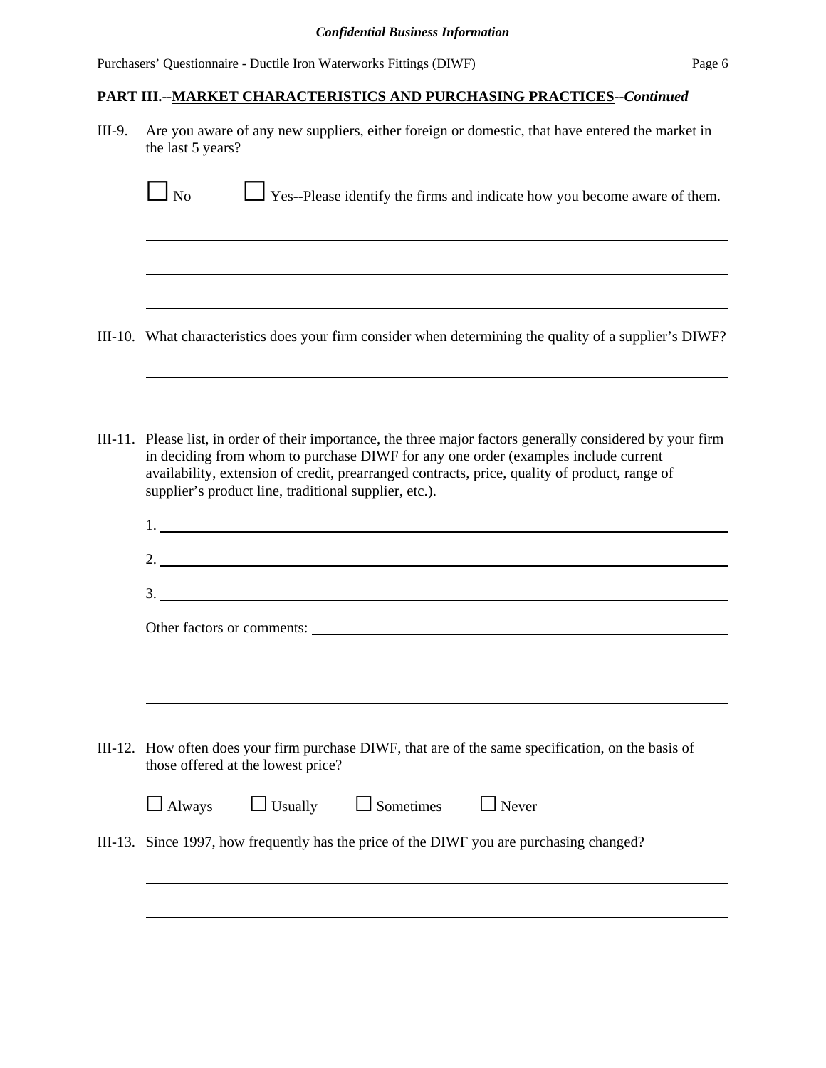*Confidential Business Information*

Purchasers' Questionnaire - Ductile Iron Waterworks Fittings (DIWF)

## PART III.--MARKET CHARACTERISTICS AND PURCHASING PRACTICES--*Continued*

III-9. Are you aware of any new suppliers, either foreign or domestic, that have entered the market in the last 5 years?

☐ No ☐ Yes--Please identify the firms and indicate how you become aware of them.

______________________________________________________________________

______________________________________________________________________

______________________________________________________________________

III-10. What characteristics does your firm consider when determining the quality of a supplier's DIWF?

______________________________________________________________________

______________________________________________________________________

III-11. Please list, in order of their importance, the three major factors generally considered by your firm in deciding from whom to purchase DIWF for any one order (examples include current availability, extension of credit, prearranged contracts, price, quality of product, range of supplier's product line, traditional supplier, etc.).

1. ____________________________________________________________________

2. ____________________________________________________________________

3. ____________________________________________________________________

Other factors or comments: ______________________________________________

______________________________________________________________________

______________________________________________________________________

III-12. How often does your firm purchase DIWF, that are of the same specification, on the basis of those offered at the lowest price?

☐ Always ☐ Usually ☐ Sometimes ☐ Never

III-13. Since 1997, how frequently has the price of the DIWF you are purchasing changed?

______________________________________________________________________

______________________________________________________________________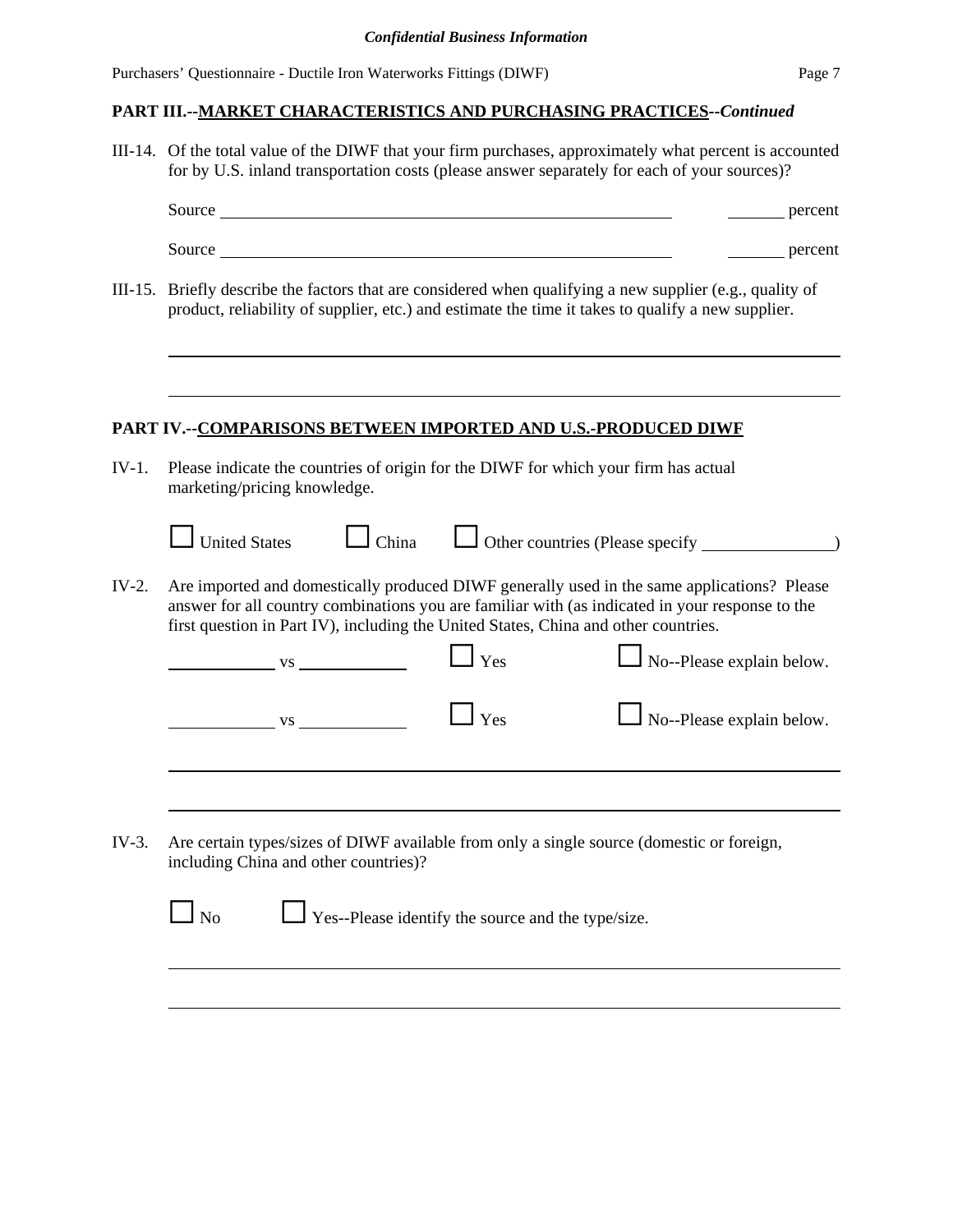## PART III.--MARKET CHARACTERISTICS AND PURCHASING PRACTICES--*Continued*

III-14. Of the total value of the DIWF that your firm purchases, approximately what percent is accounted for by U.S. inland transportation costs (please answer separately for each of your sources)?

Source ______________________________________________ ______ percent

Source ______________________________________________ ______ percent

III-15. Briefly describe the factors that are considered when qualifying a new supplier (e.g., quality of product, reliability of supplier, etc.) and estimate the time it takes to qualify a new supplier.

______________________________________________________________________

______________________________________________________________________

## PART IV.--COMPARISONS BETWEEN IMPORTED AND U.S.-PRODUCED DIWF

IV-1. Please indicate the countries of origin for the DIWF for which your firm has actual marketing/pricing knowledge.

☐ United States ☐ China ☐ Other countries (Please specify ______________)

IV-2. Are imported and domestically produced DIWF generally used in the same applications? Please answer for all country combinations you are familiar with (as indicated in your response to the first question in Part IV), including the United States, China and other countries.

__________ vs __________ ☐ Yes ☐ No--Please explain below.

__________ vs __________ ☐ Yes ☐ No--Please explain below.

______________________________________________________________________

______________________________________________________________________

IV-3. Are certain types/sizes of DIWF available from only a single source (domestic or foreign, including China and other countries)?

☐ No ☐ Yes--Please identify the source and the type/size.

______________________________________________________________________

______________________________________________________________________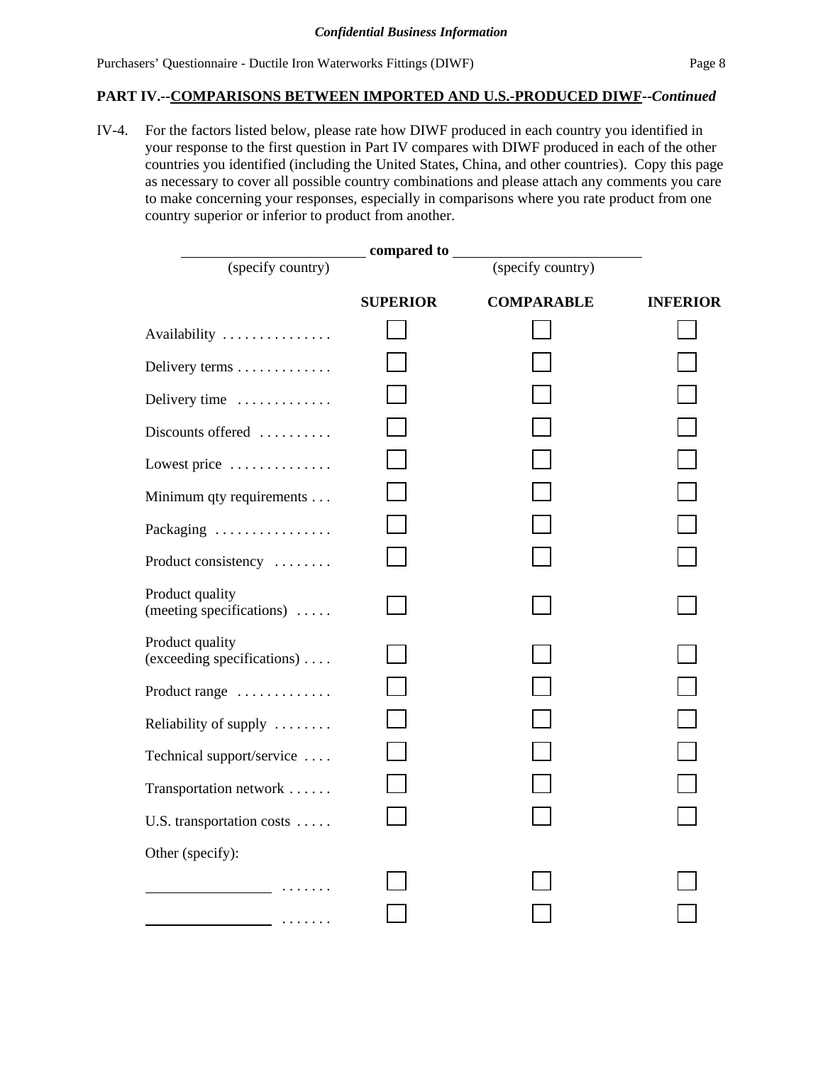*Confidential Business Information*

## PART IV.--COMPARISONS BETWEEN IMPORTED AND U.S.-PRODUCED DIWF--*Continued*

IV-4. For the factors listed below, please rate how DIWF produced in each country you identified in your response to the first question in Part IV compares with DIWF produced in each of the other countries you identified (including the United States, China, and other countries). Copy this page as necessary to cover all possible country combinations and please attach any comments you care to make concerning your responses, especially in comparisons where you rate product from one country superior or inferior to product from another.

______________________ **compared to** ______________________
(specify country) (specify country)

| | **SUPERIOR** | **COMPARABLE** | **INFERIOR** |
|---|---|---|---|
| Availability | ☐ | ☐ | ☐ |
| Delivery terms | ☐ | ☐ | ☐ |
| Delivery time | ☐ | ☐ | ☐ |
| Discounts offered | ☐ | ☐ | ☐ |
| Lowest price | ☐ | ☐ | ☐ |
| Minimum qty requirements | ☐ | ☐ | ☐ |
| Packaging | ☐ | ☐ | ☐ |
| Product consistency | ☐ | ☐ | ☐ |
| Product quality (meeting specifications) | ☐ | ☐ | ☐ |
| Product quality (exceeding specifications) | ☐ | ☐ | ☐ |
| Product range | ☐ | ☐ | ☐ |
| Reliability of supply | ☐ | ☐ | ☐ |
| Technical support/service | ☐ | ☐ | ☐ |
| Transportation network | ☐ | ☐ | ☐ |
| U.S. transportation costs | ☐ | ☐ | ☐ |
| Other (specify): | | | |
| ______________ | ☐ | ☐ | ☐ |
| ______________ | ☐ | ☐ | ☐ |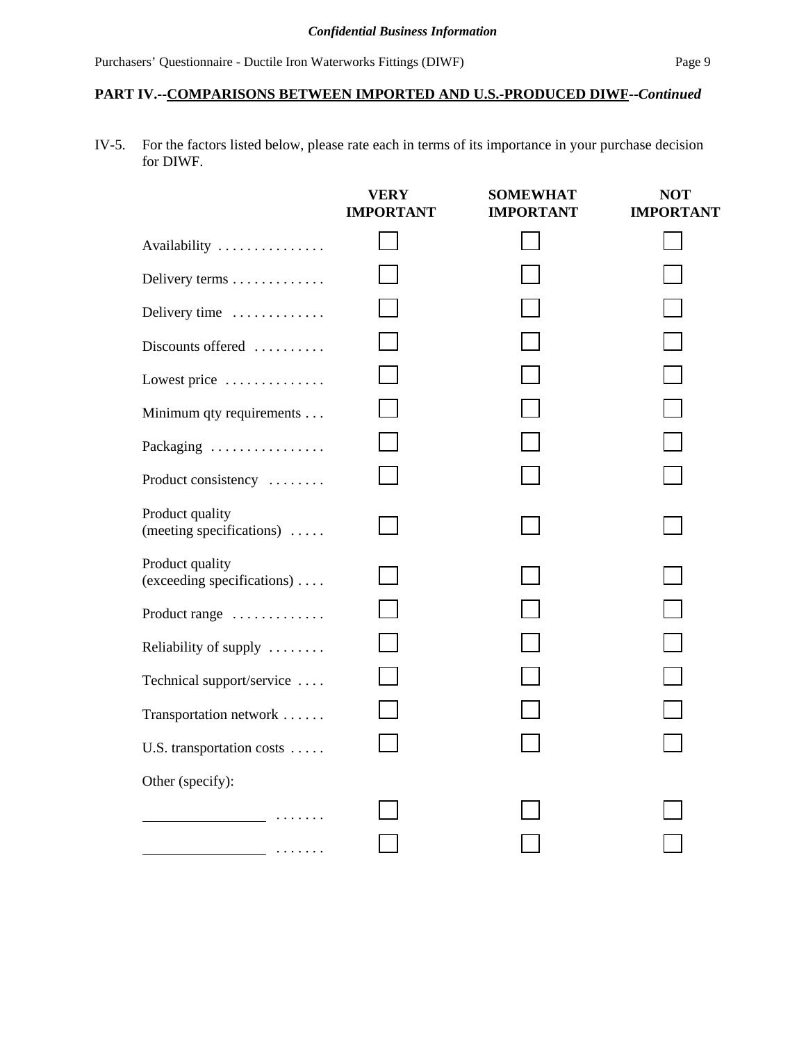***Confidential Business Information***

**PART IV.--COMPARISONS BETWEEN IMPORTED AND U.S.-PRODUCED DIWF--*Continued***

IV-5. For the factors listed below, please rate each in terms of its importance in your purchase decision for DIWF.

| | VERY IMPORTANT | SOMEWHAT IMPORTANT | NOT IMPORTANT |
|---|---|---|---|
| Availability . . . . . . . . . . . . . . . | ☐ | ☐ | ☐ |
| Delivery terms . . . . . . . . . . . . . | ☐ | ☐ | ☐ |
| Delivery time . . . . . . . . . . . . . | ☐ | ☐ | ☐ |
| Discounts offered . . . . . . . . . . | ☐ | ☐ | ☐ |
| Lowest price . . . . . . . . . . . . . . | ☐ | ☐ | ☐ |
| Minimum qty requirements . . . | ☐ | ☐ | ☐ |
| Packaging . . . . . . . . . . . . . . . . | ☐ | ☐ | ☐ |
| Product consistency . . . . . . . . | ☐ | ☐ | ☐ |
| Product quality (meeting specifications) . . . . . | ☐ | ☐ | ☐ |
| Product quality (exceeding specifications) . . . . | ☐ | ☐ | ☐ |
| Product range . . . . . . . . . . . . . | ☐ | ☐ | ☐ |
| Reliability of supply . . . . . . . . | ☐ | ☐ | ☐ |
| Technical support/service . . . . | ☐ | ☐ | ☐ |
| Transportation network . . . . . . | ☐ | ☐ | ☐ |
| U.S. transportation costs . . . . . | ☐ | ☐ | ☐ |
| Other (specify): | | | |
| ________________ . . . . . . . | ☐ | ☐ | ☐ |
| ________________ . . . . . . . | ☐ | ☐ | ☐ |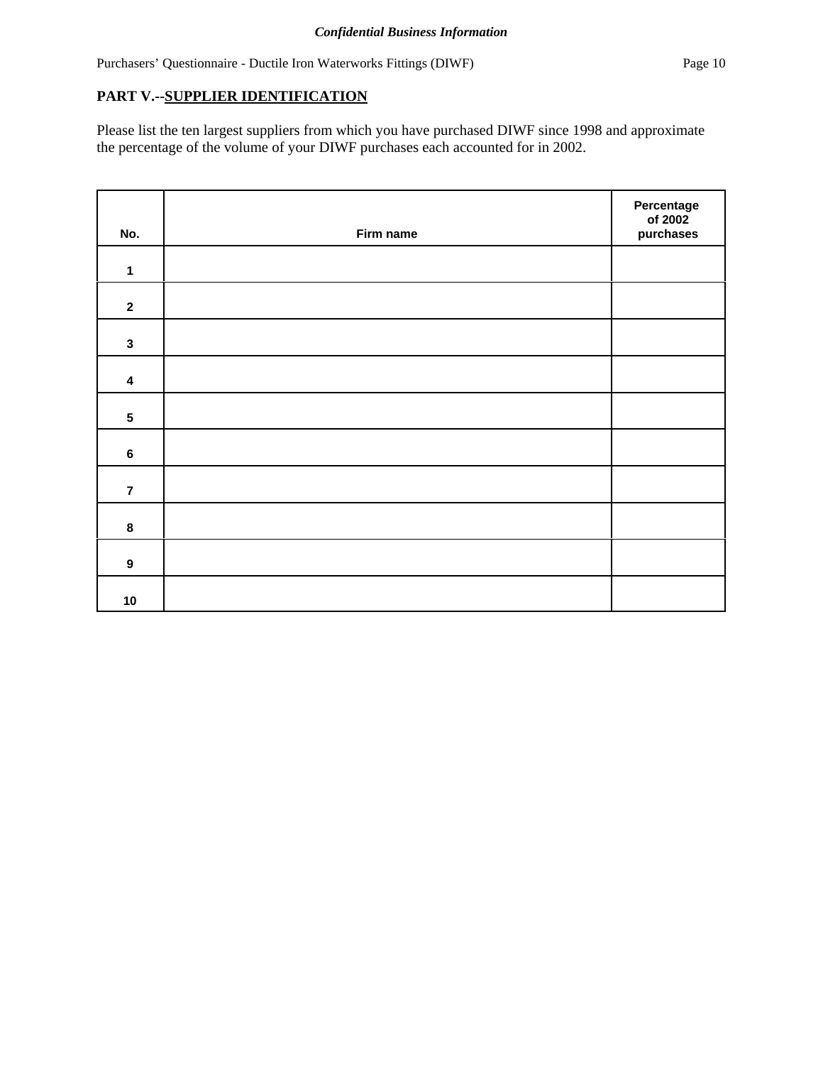**PART V.--<u>SUPPLIER IDENTIFICATION</u>**

Please list the ten largest suppliers from which you have purchased DIWF since 1998 and approximate the percentage of the volume of your DIWF purchases each accounted for in 2002.

| No. | Firm name | Percentage of 2002 purchases |
|---|---|---|
| 1 | | |
| 2 | | |
| 3 | | |
| 4 | | |
| 5 | | |
| 6 | | |
| 7 | | |
| 8 | | |
| 9 | | |
| 10 | | |